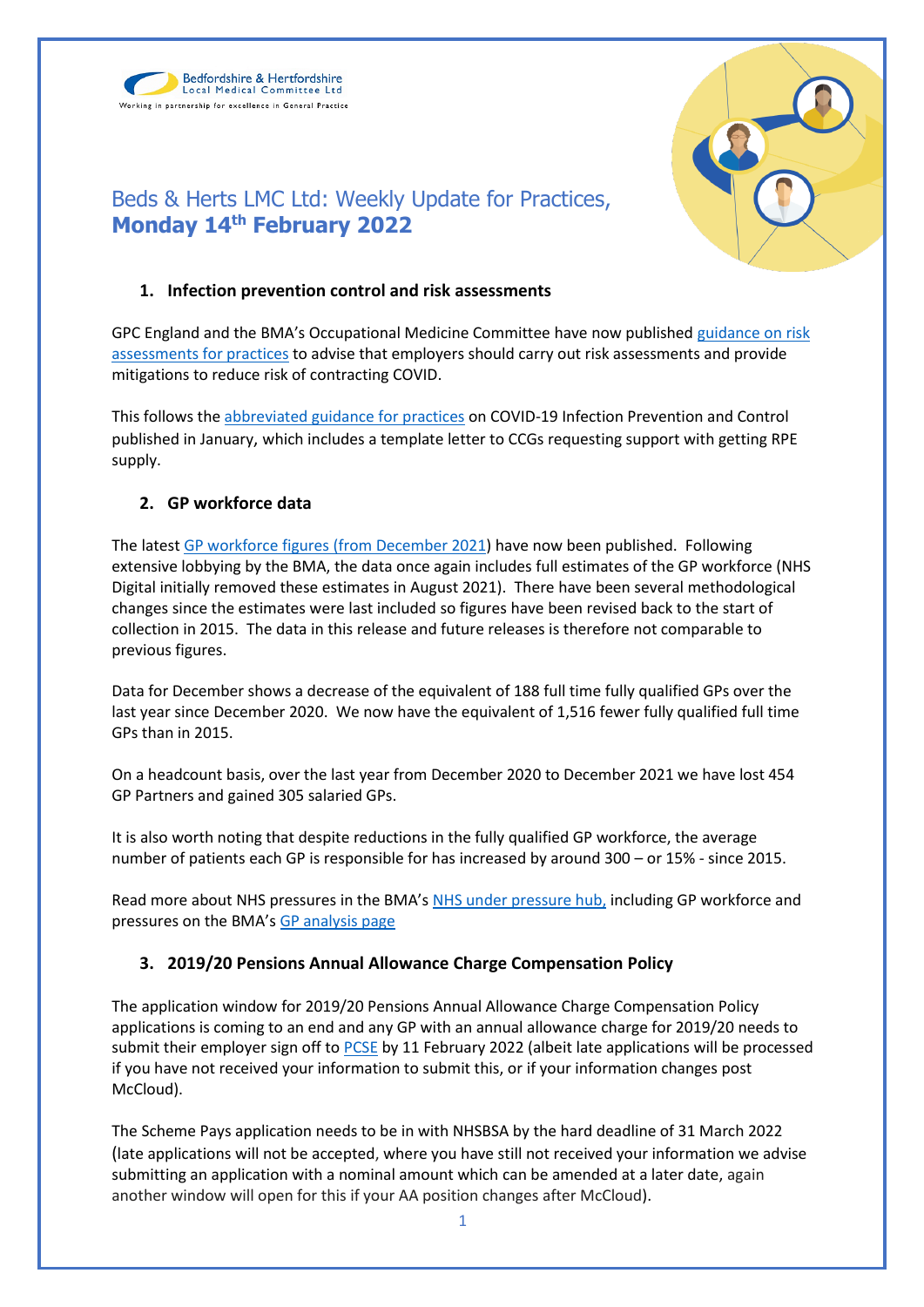Bedfordshire & Hertfordshire
Local Medical Committee Ltd
Working in partnership for excellence in General Practice

# Beds & Herts LMC Ltd: Weekly Update for Practices, **Monday 14th February 2022**

## 1. Infection prevention control and risk assessments

GPC England and the BMA's Occupational Medicine Committee have now published guidance on risk assessments for practices to advise that employers should carry out risk assessments and provide mitigations to reduce risk of contracting COVID.

This follows the abbreviated guidance for practices on COVID-19 Infection Prevention and Control published in January, which includes a template letter to CCGs requesting support with getting RPE supply.

## 2. GP workforce data

The latest GP workforce figures (from December 2021) have now been published. Following extensive lobbying by the BMA, the data once again includes full estimates of the GP workforce (NHS Digital initially removed these estimates in August 2021). There have been several methodological changes since the estimates were last included so figures have been revised back to the start of collection in 2015. The data in this release and future releases is therefore not comparable to previous figures.

Data for December shows a decrease of the equivalent of 188 full time fully qualified GPs over the last year since December 2020. We now have the equivalent of 1,516 fewer fully qualified full time GPs than in 2015.

On a headcount basis, over the last year from December 2020 to December 2021 we have lost 454 GP Partners and gained 305 salaried GPs.

It is also worth noting that despite reductions in the fully qualified GP workforce, the average number of patients each GP is responsible for has increased by around 300 – or 15% - since 2015.

Read more about NHS pressures in the BMA's NHS under pressure hub, including GP workforce and pressures on the BMA's GP analysis page

## 3. 2019/20 Pensions Annual Allowance Charge Compensation Policy

The application window for 2019/20 Pensions Annual Allowance Charge Compensation Policy applications is coming to an end and any GP with an annual allowance charge for 2019/20 needs to submit their employer sign off to PCSE by 11 February 2022 (albeit late applications will be processed if you have not received your information to submit this, or if your information changes post McCloud).

The Scheme Pays application needs to be in with NHSBSA by the hard deadline of 31 March 2022 (late applications will not be accepted, where you have still not received your information we advise submitting an application with a nominal amount which can be amended at a later date, again another window will open for this if your AA position changes after McCloud).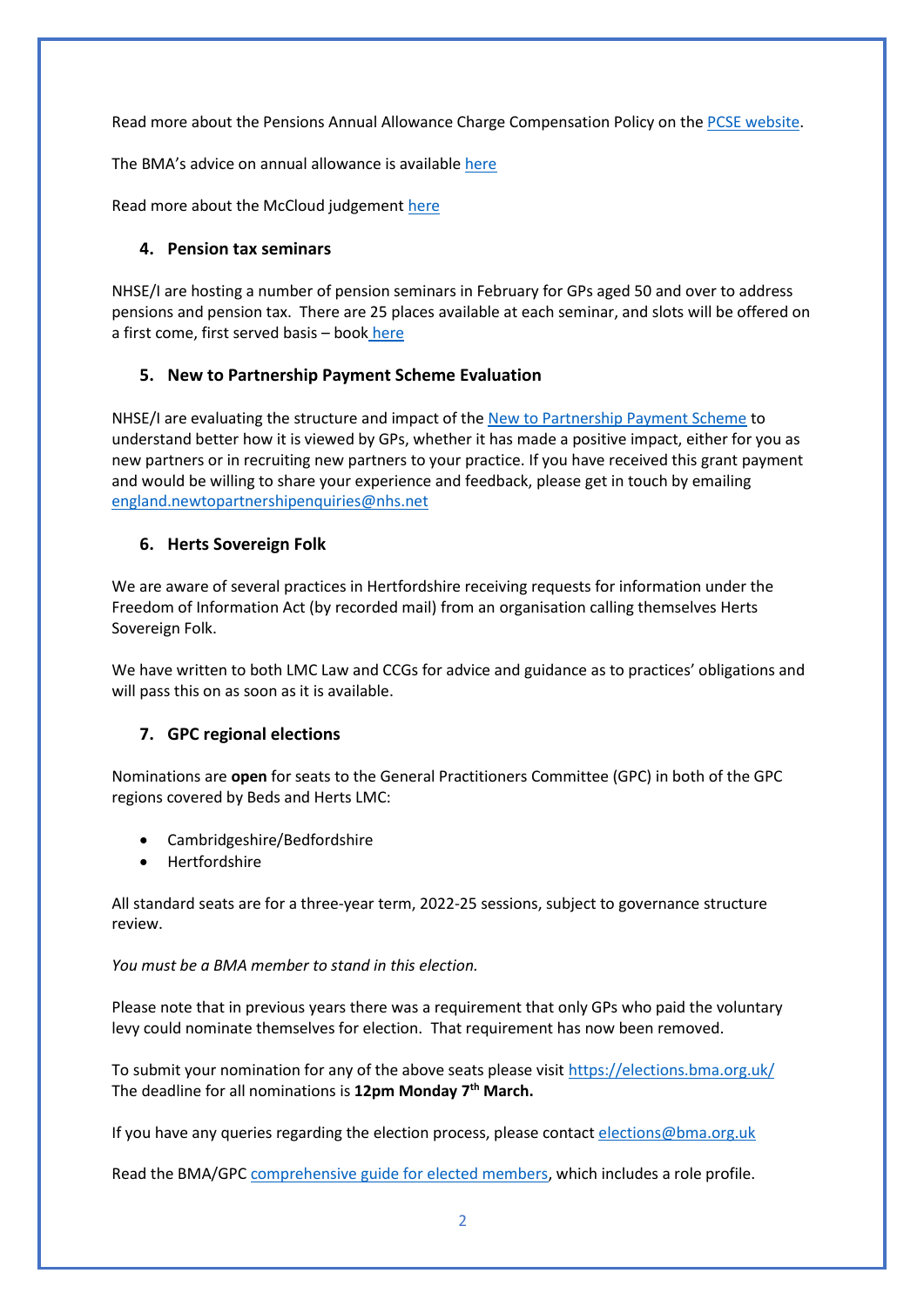Read more about the Pensions Annual Allowance Charge Compensation Policy on the PCSE website.

The BMA's advice on annual allowance is available here

Read more about the McCloud judgement here

### 4. Pension tax seminars

NHSE/I are hosting a number of pension seminars in February for GPs aged 50 and over to address pensions and pension tax. There are 25 places available at each seminar, and slots will be offered on a first come, first served basis – book here

### 5. New to Partnership Payment Scheme Evaluation

NHSE/I are evaluating the structure and impact of the New to Partnership Payment Scheme to understand better how it is viewed by GPs, whether it has made a positive impact, either for you as new partners or in recruiting new partners to your practice. If you have received this grant payment and would be willing to share your experience and feedback, please get in touch by emailing england.newtopartnershipenquiries@nhs.net

### 6. Herts Sovereign Folk

We are aware of several practices in Hertfordshire receiving requests for information under the Freedom of Information Act (by recorded mail) from an organisation calling themselves Herts Sovereign Folk.

We have written to both LMC Law and CCGs for advice and guidance as to practices' obligations and will pass this on as soon as it is available.

### 7. GPC regional elections

Nominations are **open** for seats to the General Practitioners Committee (GPC) in both of the GPC regions covered by Beds and Herts LMC:

- Cambridgeshire/Bedfordshire
- Hertfordshire

All standard seats are for a three-year term, 2022-25 sessions, subject to governance structure review.

*You must be a BMA member to stand in this election.*

Please note that in previous years there was a requirement that only GPs who paid the voluntary levy could nominate themselves for election. That requirement has now been removed.

To submit your nomination for any of the above seats please visit https://elections.bma.org.uk/
The deadline for all nominations is **12pm Monday 7th March.**

If you have any queries regarding the election process, please contact elections@bma.org.uk

Read the BMA/GPC comprehensive guide for elected members, which includes a role profile.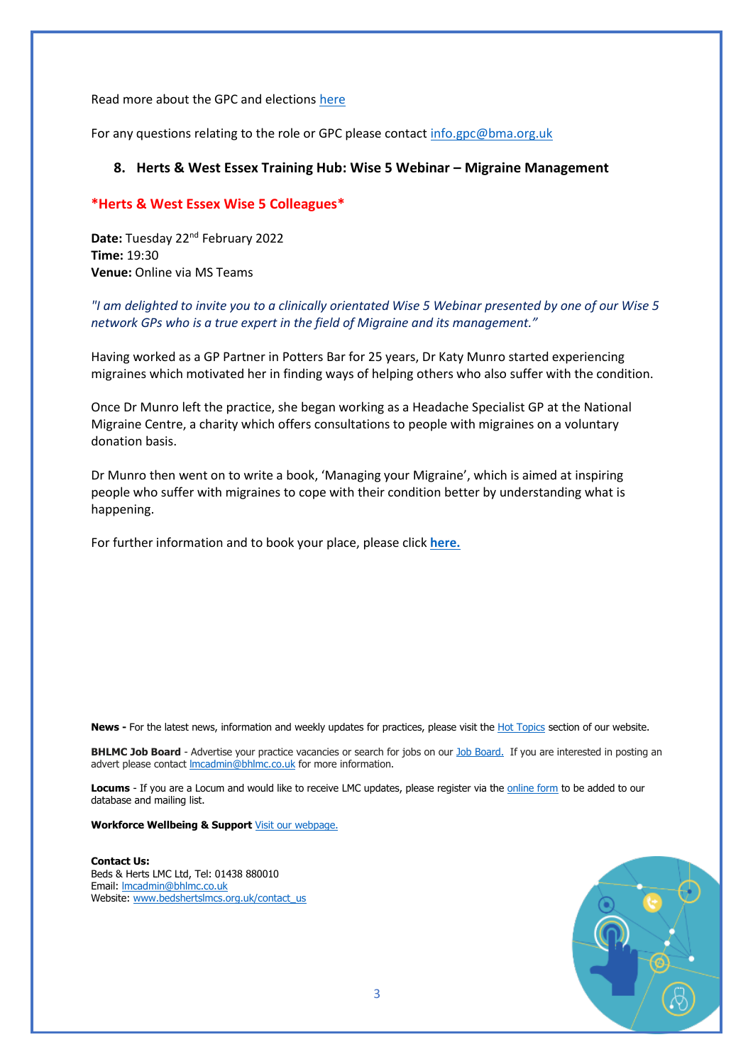Read more about the GPC and elections [here](#)

For any questions relating to the role or GPC please contact [info.gpc@bma.org.uk](mailto:info.gpc@bma.org.uk)

## 8. Herts & West Essex Training Hub: Wise 5 Webinar – Migraine Management

**\*Herts & West Essex Wise 5 Colleagues\***

**Date:** Tuesday 22nd February 2022
**Time:** 19:30
**Venue:** Online via MS Teams

*"I am delighted to invite you to a clinically orientated Wise 5 Webinar presented by one of our Wise 5 network GPs who is a true expert in the field of Migraine and its management."*

Having worked as a GP Partner in Potters Bar for 25 years, Dr Katy Munro started experiencing migraines which motivated her in finding ways of helping others who also suffer with the condition.

Once Dr Munro left the practice, she began working as a Headache Specialist GP at the National Migraine Centre, a charity which offers consultations to people with migraines on a voluntary donation basis.

Dr Munro then went on to write a book, 'Managing your Migraine', which is aimed at inspiring people who suffer with migraines to cope with their condition better by understanding what is happening.

For further information and to book your place, please click **[here.](#)**

**News -** For the latest news, information and weekly updates for practices, please visit the [Hot Topics](#) section of our website.

**BHLMC Job Board** - Advertise your practice vacancies or search for jobs on our [Job Board.](#) If you are interested in posting an advert please contact [lmcadmin@bhlmc.co.uk](mailto:lmcadmin@bhlmc.co.uk) for more information.

**Locums** - If you are a Locum and would like to receive LMC updates, please register via the [online form](#) to be added to our database and mailing list.

**Workforce Wellbeing & Support** [Visit our webpage.](#)

**Contact Us:**
Beds & Herts LMC Ltd, Tel: 01438 880010
Email: [lmcadmin@bhlmc.co.uk](mailto:lmcadmin@bhlmc.co.uk)
Website: [www.bedshertslmcs.org.uk/contact_us](http://www.bedshertslmcs.org.uk/contact_us)